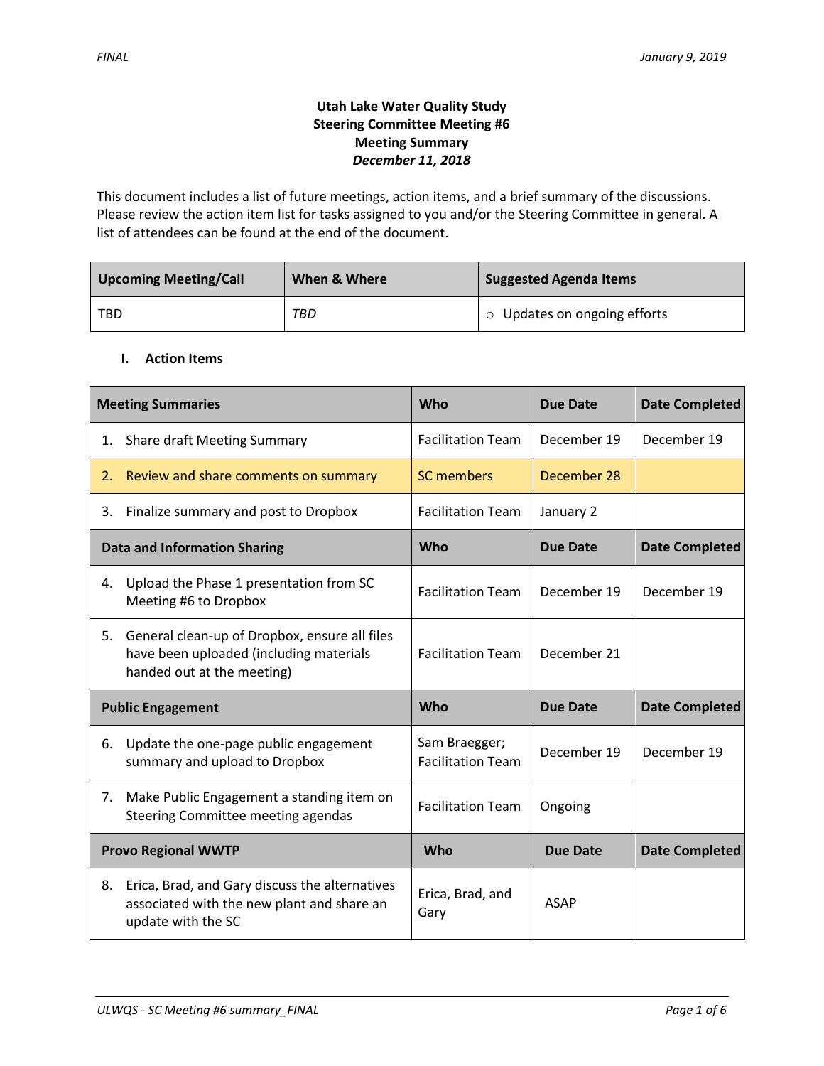FINAL

January 9, 2019

# Utah Lake Water Quality Study
## Steering Committee Meeting #6
## Meeting Summary
### *December 11, 2018*

This document includes a list of future meetings, action items, and a brief summary of the discussions. Please review the action item list for tasks assigned to you and/or the Steering Committee in general. A list of attendees can be found at the end of the document.

| Upcoming Meeting/Call | When & Where | Suggested Agenda Items |
|---|---|---|
| TBD | *TBD* | ○ Updates on ongoing efforts |

## I. Action Items

| Meeting Summaries | Who | Due Date | Date Completed |
|---|---|---|---|
| 1. Share draft Meeting Summary | Facilitation Team | December 19 | December 19 |
| 2. Review and share comments on summary | SC members | December 28 | |
| 3. Finalize summary and post to Dropbox | Facilitation Team | January 2 | |
| **Data and Information Sharing** | **Who** | **Due Date** | **Date Completed** |
| 4. Upload the Phase 1 presentation from SC Meeting #6 to Dropbox | Facilitation Team | December 19 | December 19 |
| 5. General clean-up of Dropbox, ensure all files have been uploaded (including materials handed out at the meeting) | Facilitation Team | December 21 | |
| **Public Engagement** | **Who** | **Due Date** | **Date Completed** |
| 6. Update the one-page public engagement summary and upload to Dropbox | Sam Braegger; Facilitation Team | December 19 | December 19 |
| 7. Make Public Engagement a standing item on Steering Committee meeting agendas | Facilitation Team | Ongoing | |
| **Provo Regional WWTP** | **Who** | **Due Date** | **Date Completed** |
| 8. Erica, Brad, and Gary discuss the alternatives associated with the new plant and share an update with the SC | Erica, Brad, and Gary | ASAP | |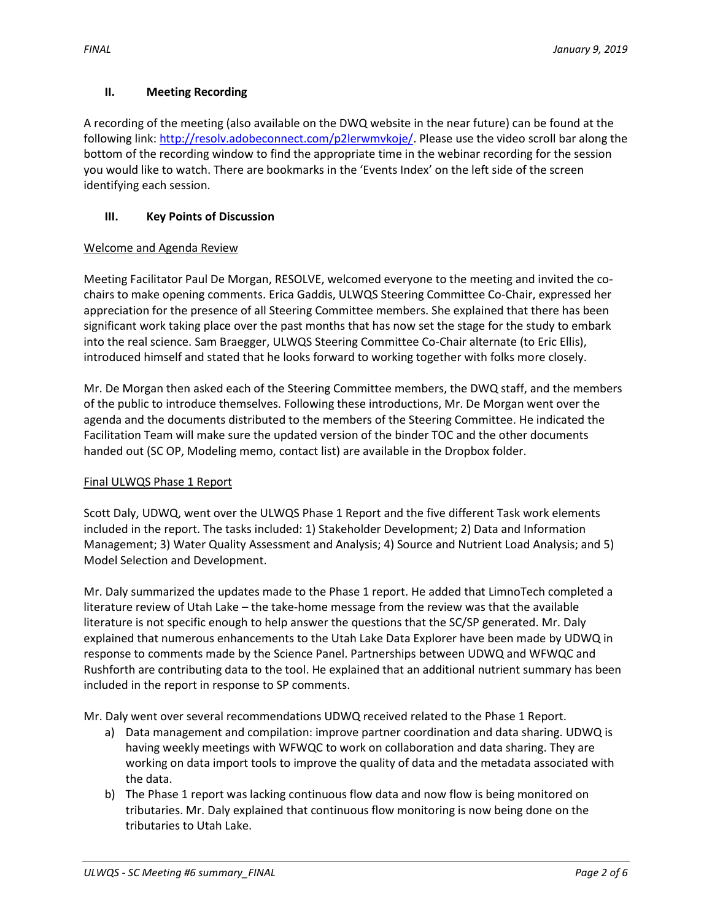## II. Meeting Recording

A recording of the meeting (also available on the DWQ website in the near future) can be found at the following link: http://resolv.adobeconnect.com/p2lerwmvkoje/. Please use the video scroll bar along the bottom of the recording window to find the appropriate time in the webinar recording for the session you would like to watch. There are bookmarks in the 'Events Index' on the left side of the screen identifying each session.

## III. Key Points of Discussion

Welcome and Agenda Review

Meeting Facilitator Paul De Morgan, RESOLVE, welcomed everyone to the meeting and invited the co-chairs to make opening comments. Erica Gaddis, ULWQS Steering Committee Co-Chair, expressed her appreciation for the presence of all Steering Committee members. She explained that there has been significant work taking place over the past months that has now set the stage for the study to embark into the real science. Sam Braegger, ULWQS Steering Committee Co-Chair alternate (to Eric Ellis), introduced himself and stated that he looks forward to working together with folks more closely.

Mr. De Morgan then asked each of the Steering Committee members, the DWQ staff, and the members of the public to introduce themselves. Following these introductions, Mr. De Morgan went over the agenda and the documents distributed to the members of the Steering Committee. He indicated the Facilitation Team will make sure the updated version of the binder TOC and the other documents handed out (SC OP, Modeling memo, contact list) are available in the Dropbox folder.

Final ULWQS Phase 1 Report

Scott Daly, UDWQ, went over the ULWQS Phase 1 Report and the five different Task work elements included in the report. The tasks included: 1) Stakeholder Development; 2) Data and Information Management; 3) Water Quality Assessment and Analysis; 4) Source and Nutrient Load Analysis; and 5) Model Selection and Development.

Mr. Daly summarized the updates made to the Phase 1 report. He added that LimnoTech completed a literature review of Utah Lake – the take-home message from the review was that the available literature is not specific enough to help answer the questions that the SC/SP generated. Mr. Daly explained that numerous enhancements to the Utah Lake Data Explorer have been made by UDWQ in response to comments made by the Science Panel. Partnerships between UDWQ and WFWQC and Rushforth are contributing data to the tool. He explained that an additional nutrient summary has been included in the report in response to SP comments.

Mr. Daly went over several recommendations UDWQ received related to the Phase 1 Report.

a) Data management and compilation: improve partner coordination and data sharing. UDWQ is having weekly meetings with WFWQC to work on collaboration and data sharing. They are working on data import tools to improve the quality of data and the metadata associated with the data.
b) The Phase 1 report was lacking continuous flow data and now flow is being monitored on tributaries. Mr. Daly explained that continuous flow monitoring is now being done on the tributaries to Utah Lake.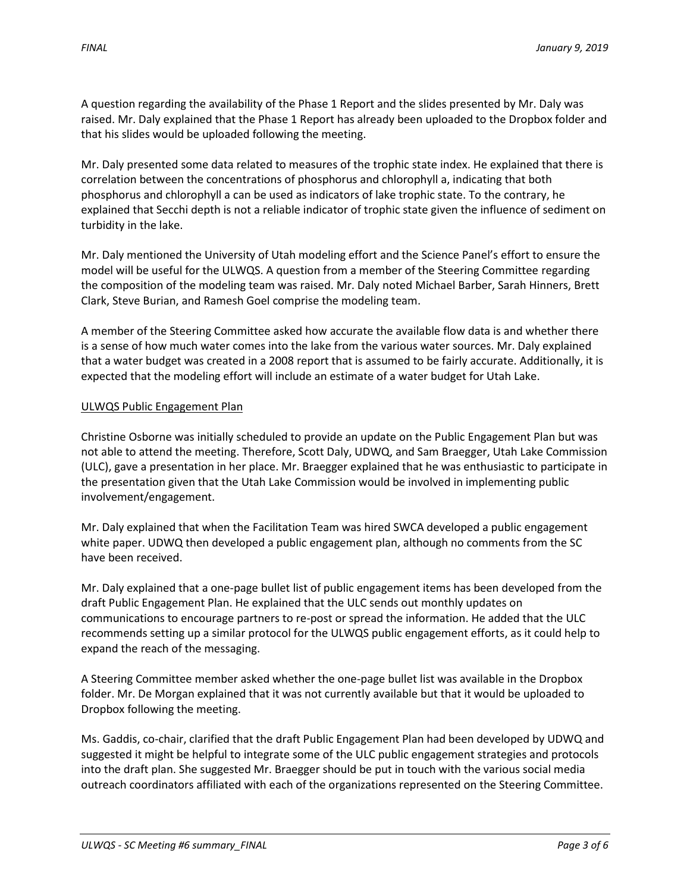A question regarding the availability of the Phase 1 Report and the slides presented by Mr. Daly was raised. Mr. Daly explained that the Phase 1 Report has already been uploaded to the Dropbox folder and that his slides would be uploaded following the meeting.

Mr. Daly presented some data related to measures of the trophic state index. He explained that there is correlation between the concentrations of phosphorus and chlorophyll a, indicating that both phosphorus and chlorophyll a can be used as indicators of lake trophic state. To the contrary, he explained that Secchi depth is not a reliable indicator of trophic state given the influence of sediment on turbidity in the lake.

Mr. Daly mentioned the University of Utah modeling effort and the Science Panel's effort to ensure the model will be useful for the ULWQS. A question from a member of the Steering Committee regarding the composition of the modeling team was raised. Mr. Daly noted Michael Barber, Sarah Hinners, Brett Clark, Steve Burian, and Ramesh Goel comprise the modeling team.

A member of the Steering Committee asked how accurate the available flow data is and whether there is a sense of how much water comes into the lake from the various water sources. Mr. Daly explained that a water budget was created in a 2008 report that is assumed to be fairly accurate. Additionally, it is expected that the modeling effort will include an estimate of a water budget for Utah Lake.

<u>ULWQS Public Engagement Plan</u>

Christine Osborne was initially scheduled to provide an update on the Public Engagement Plan but was not able to attend the meeting. Therefore, Scott Daly, UDWQ, and Sam Braegger, Utah Lake Commission (ULC), gave a presentation in her place. Mr. Braegger explained that he was enthusiastic to participate in the presentation given that the Utah Lake Commission would be involved in implementing public involvement/engagement.

Mr. Daly explained that when the Facilitation Team was hired SWCA developed a public engagement white paper. UDWQ then developed a public engagement plan, although no comments from the SC have been received.

Mr. Daly explained that a one-page bullet list of public engagement items has been developed from the draft Public Engagement Plan. He explained that the ULC sends out monthly updates on communications to encourage partners to re-post or spread the information. He added that the ULC recommends setting up a similar protocol for the ULWQS public engagement efforts, as it could help to expand the reach of the messaging.

A Steering Committee member asked whether the one-page bullet list was available in the Dropbox folder. Mr. De Morgan explained that it was not currently available but that it would be uploaded to Dropbox following the meeting.

Ms. Gaddis, co-chair, clarified that the draft Public Engagement Plan had been developed by UDWQ and suggested it might be helpful to integrate some of the ULC public engagement strategies and protocols into the draft plan. She suggested Mr. Braegger should be put in touch with the various social media outreach coordinators affiliated with each of the organizations represented on the Steering Committee.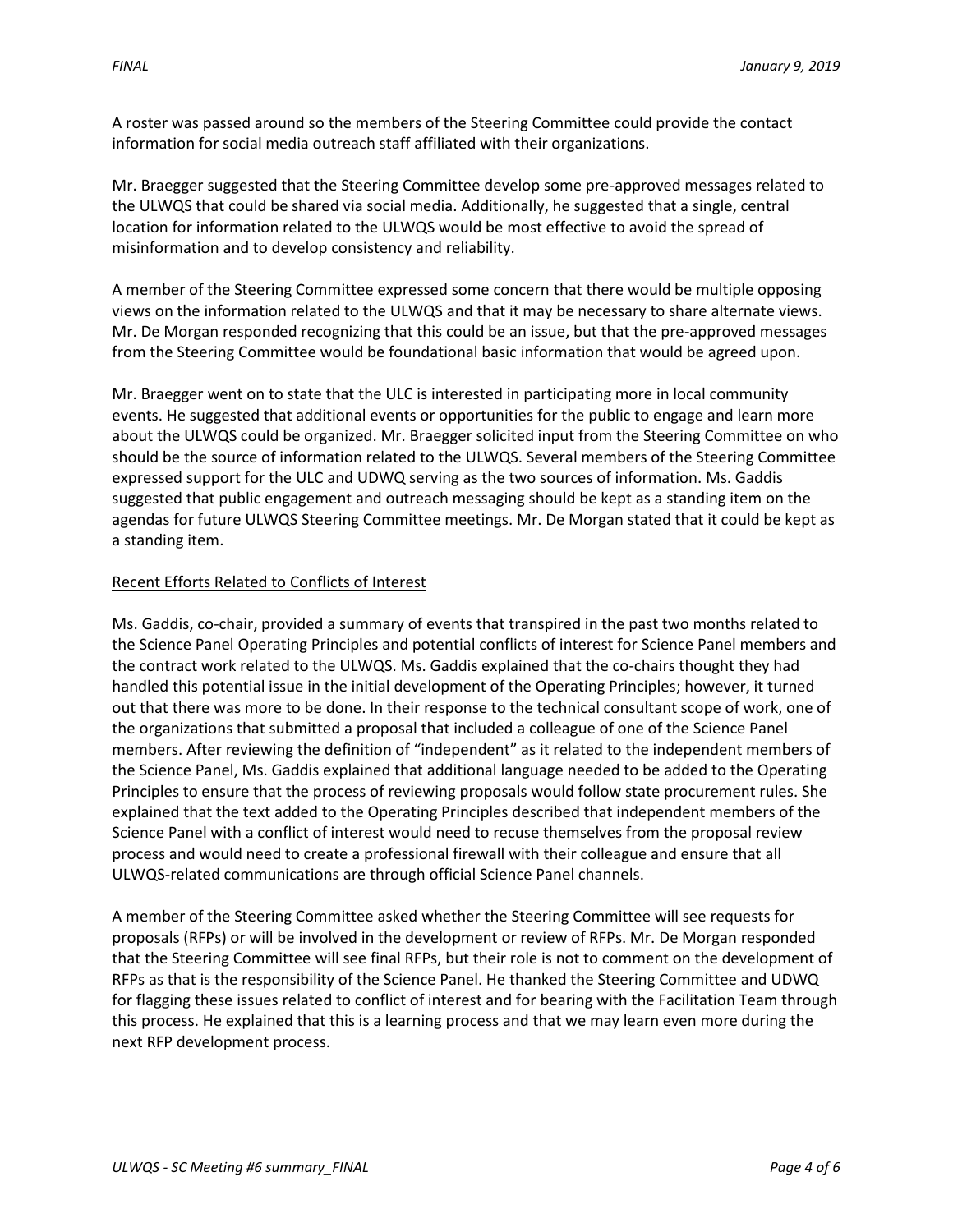A roster was passed around so the members of the Steering Committee could provide the contact information for social media outreach staff affiliated with their organizations.

Mr. Braegger suggested that the Steering Committee develop some pre-approved messages related to the ULWQS that could be shared via social media. Additionally, he suggested that a single, central location for information related to the ULWQS would be most effective to avoid the spread of misinformation and to develop consistency and reliability.

A member of the Steering Committee expressed some concern that there would be multiple opposing views on the information related to the ULWQS and that it may be necessary to share alternate views. Mr. De Morgan responded recognizing that this could be an issue, but that the pre-approved messages from the Steering Committee would be foundational basic information that would be agreed upon.

Mr. Braegger went on to state that the ULC is interested in participating more in local community events. He suggested that additional events or opportunities for the public to engage and learn more about the ULWQS could be organized. Mr. Braegger solicited input from the Steering Committee on who should be the source of information related to the ULWQS. Several members of the Steering Committee expressed support for the ULC and UDWQ serving as the two sources of information. Ms. Gaddis suggested that public engagement and outreach messaging should be kept as a standing item on the agendas for future ULWQS Steering Committee meetings. Mr. De Morgan stated that it could be kept as a standing item.

Recent Efforts Related to Conflicts of Interest

Ms. Gaddis, co-chair, provided a summary of events that transpired in the past two months related to the Science Panel Operating Principles and potential conflicts of interest for Science Panel members and the contract work related to the ULWQS. Ms. Gaddis explained that the co-chairs thought they had handled this potential issue in the initial development of the Operating Principles; however, it turned out that there was more to be done. In their response to the technical consultant scope of work, one of the organizations that submitted a proposal that included a colleague of one of the Science Panel members. After reviewing the definition of "independent" as it related to the independent members of the Science Panel, Ms. Gaddis explained that additional language needed to be added to the Operating Principles to ensure that the process of reviewing proposals would follow state procurement rules. She explained that the text added to the Operating Principles described that independent members of the Science Panel with a conflict of interest would need to recuse themselves from the proposal review process and would need to create a professional firewall with their colleague and ensure that all ULWQS-related communications are through official Science Panel channels.

A member of the Steering Committee asked whether the Steering Committee will see requests for proposals (RFPs) or will be involved in the development or review of RFPs. Mr. De Morgan responded that the Steering Committee will see final RFPs, but their role is not to comment on the development of RFPs as that is the responsibility of the Science Panel. He thanked the Steering Committee and UDWQ for flagging these issues related to conflict of interest and for bearing with the Facilitation Team through this process. He explained that this is a learning process and that we may learn even more during the next RFP development process.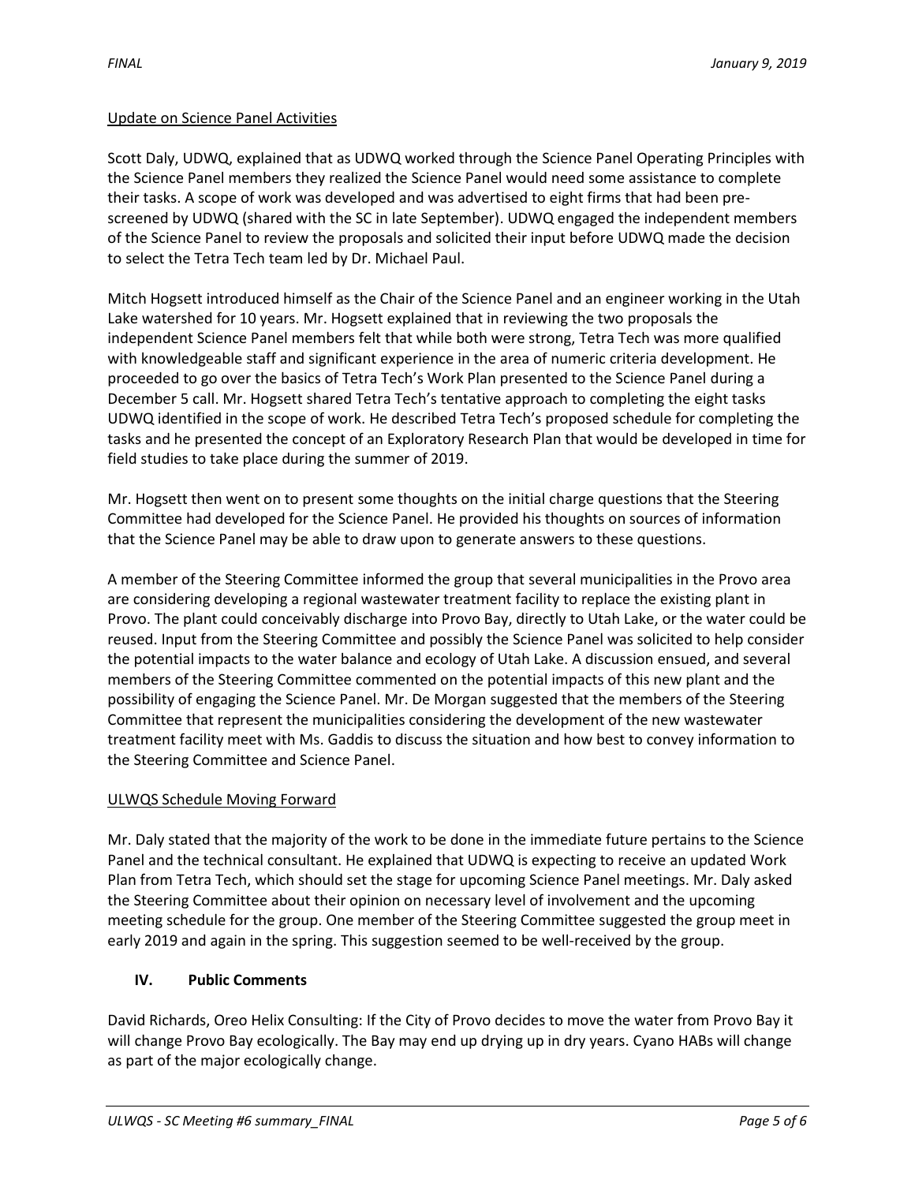Update on Science Panel Activities

Scott Daly, UDWQ, explained that as UDWQ worked through the Science Panel Operating Principles with the Science Panel members they realized the Science Panel would need some assistance to complete their tasks. A scope of work was developed and was advertised to eight firms that had been pre-screened by UDWQ (shared with the SC in late September). UDWQ engaged the independent members of the Science Panel to review the proposals and solicited their input before UDWQ made the decision to select the Tetra Tech team led by Dr. Michael Paul.

Mitch Hogsett introduced himself as the Chair of the Science Panel and an engineer working in the Utah Lake watershed for 10 years. Mr. Hogsett explained that in reviewing the two proposals the independent Science Panel members felt that while both were strong, Tetra Tech was more qualified with knowledgeable staff and significant experience in the area of numeric criteria development. He proceeded to go over the basics of Tetra Tech's Work Plan presented to the Science Panel during a December 5 call. Mr. Hogsett shared Tetra Tech's tentative approach to completing the eight tasks UDWQ identified in the scope of work. He described Tetra Tech's proposed schedule for completing the tasks and he presented the concept of an Exploratory Research Plan that would be developed in time for field studies to take place during the summer of 2019.

Mr. Hogsett then went on to present some thoughts on the initial charge questions that the Steering Committee had developed for the Science Panel. He provided his thoughts on sources of information that the Science Panel may be able to draw upon to generate answers to these questions.

A member of the Steering Committee informed the group that several municipalities in the Provo area are considering developing a regional wastewater treatment facility to replace the existing plant in Provo. The plant could conceivably discharge into Provo Bay, directly to Utah Lake, or the water could be reused. Input from the Steering Committee and possibly the Science Panel was solicited to help consider the potential impacts to the water balance and ecology of Utah Lake. A discussion ensued, and several members of the Steering Committee commented on the potential impacts of this new plant and the possibility of engaging the Science Panel. Mr. De Morgan suggested that the members of the Steering Committee that represent the municipalities considering the development of the new wastewater treatment facility meet with Ms. Gaddis to discuss the situation and how best to convey information to the Steering Committee and Science Panel.

ULWQS Schedule Moving Forward

Mr. Daly stated that the majority of the work to be done in the immediate future pertains to the Science Panel and the technical consultant. He explained that UDWQ is expecting to receive an updated Work Plan from Tetra Tech, which should set the stage for upcoming Science Panel meetings. Mr. Daly asked the Steering Committee about their opinion on necessary level of involvement and the upcoming meeting schedule for the group. One member of the Steering Committee suggested the group meet in early 2019 and again in the spring. This suggestion seemed to be well-received by the group.

## IV. Public Comments

David Richards, Oreo Helix Consulting: If the City of Provo decides to move the water from Provo Bay it will change Provo Bay ecologically. The Bay may end up drying up in dry years. Cyano HABs will change as part of the major ecologically change.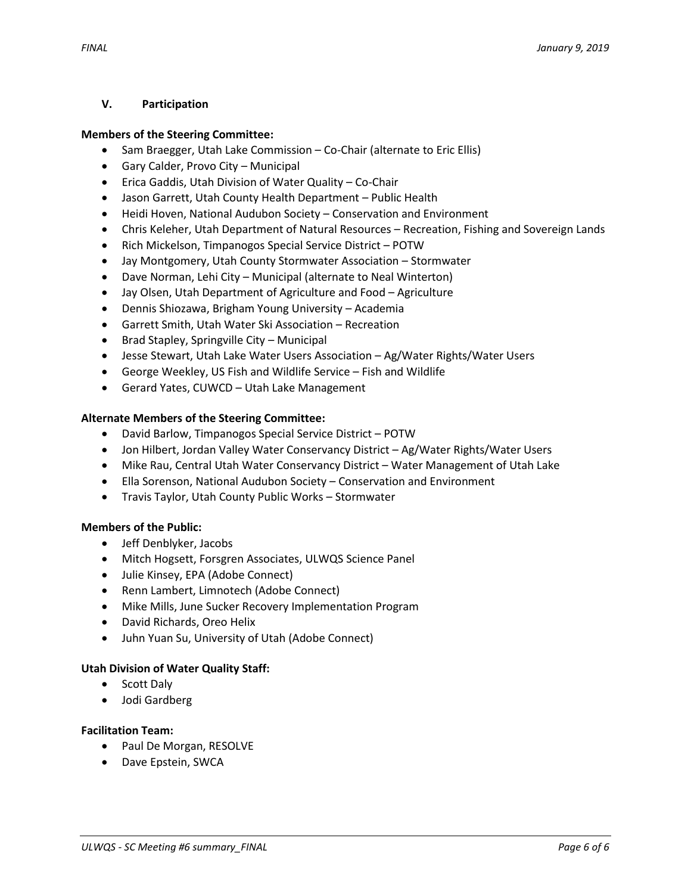## V. Participation

**Members of the Steering Committee:**

- Sam Braegger, Utah Lake Commission – Co-Chair (alternate to Eric Ellis)
- Gary Calder, Provo City – Municipal
- Erica Gaddis, Utah Division of Water Quality – Co-Chair
- Jason Garrett, Utah County Health Department – Public Health
- Heidi Hoven, National Audubon Society – Conservation and Environment
- Chris Keleher, Utah Department of Natural Resources – Recreation, Fishing and Sovereign Lands
- Rich Mickelson, Timpanogos Special Service District – POTW
- Jay Montgomery, Utah County Stormwater Association – Stormwater
- Dave Norman, Lehi City – Municipal (alternate to Neal Winterton)
- Jay Olsen, Utah Department of Agriculture and Food – Agriculture
- Dennis Shiozawa, Brigham Young University – Academia
- Garrett Smith, Utah Water Ski Association – Recreation
- Brad Stapley, Springville City – Municipal
- Jesse Stewart, Utah Lake Water Users Association – Ag/Water Rights/Water Users
- George Weekley, US Fish and Wildlife Service – Fish and Wildlife
- Gerard Yates, CUWCD – Utah Lake Management

**Alternate Members of the Steering Committee:**

- David Barlow, Timpanogos Special Service District – POTW
- Jon Hilbert, Jordan Valley Water Conservancy District – Ag/Water Rights/Water Users
- Mike Rau, Central Utah Water Conservancy District – Water Management of Utah Lake
- Ella Sorenson, National Audubon Society – Conservation and Environment
- Travis Taylor, Utah County Public Works – Stormwater

**Members of the Public:**

- Jeff Denblyker, Jacobs
- Mitch Hogsett, Forsgren Associates, ULWQS Science Panel
- Julie Kinsey, EPA (Adobe Connect)
- Renn Lambert, Limnotech (Adobe Connect)
- Mike Mills, June Sucker Recovery Implementation Program
- David Richards, Oreo Helix
- Juhn Yuan Su, University of Utah (Adobe Connect)

**Utah Division of Water Quality Staff:**

- Scott Daly
- Jodi Gardberg

**Facilitation Team:**

- Paul De Morgan, RESOLVE
- Dave Epstein, SWCA